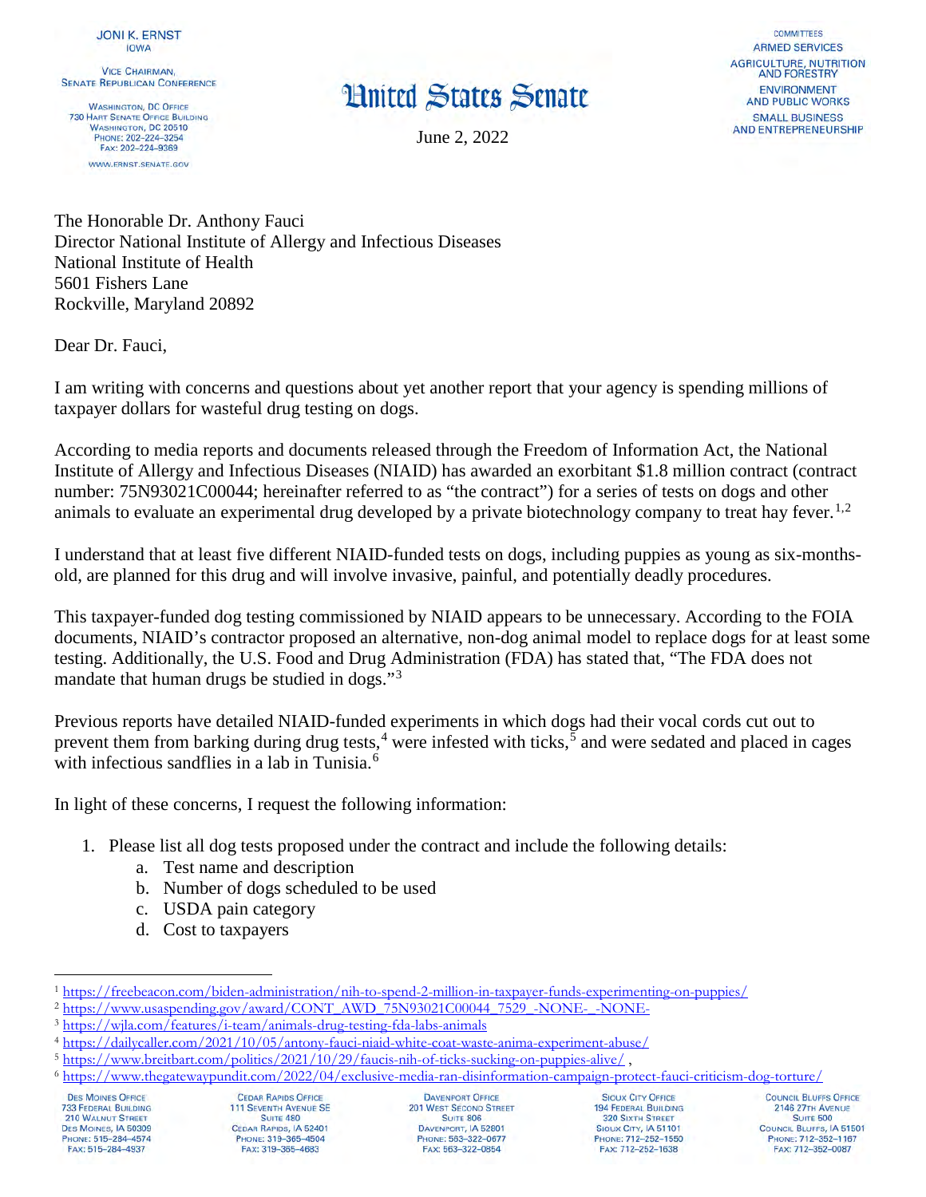JONI K. ERNST
IOWA

VICE CHAIRMAN,
SENATE REPUBLICAN CONFERENCE

WASHINGTON, DC OFFICE
730 HART SENATE OFFICE BUILDING
WASHINGTON, DC 20510
PHONE: 202–224–3254
FAX: 202–224–9369

WWW.ERNST.SENATE.GOV

# United States Senate

June 2, 2022

COMMITTEES
ARMED SERVICES
AGRICULTURE, NUTRITION AND FORESTRY
ENVIRONMENT AND PUBLIC WORKS
SMALL BUSINESS AND ENTREPRENEURSHIP

The Honorable Dr. Anthony Fauci
Director National Institute of Allergy and Infectious Diseases
National Institute of Health
5601 Fishers Lane
Rockville, Maryland 20892

Dear Dr. Fauci,

I am writing with concerns and questions about yet another report that your agency is spending millions of taxpayer dollars for wasteful drug testing on dogs.

According to media reports and documents released through the Freedom of Information Act, the National Institute of Allergy and Infectious Diseases (NIAID) has awarded an exorbitant $1.8 million contract (contract number: 75N93021C00044; hereinafter referred to as "the contract") for a series of tests on dogs and other animals to evaluate an experimental drug developed by a private biotechnology company to treat hay fever.[1,2]

I understand that at least five different NIAID-funded tests on dogs, including puppies as young as six-months-old, are planned for this drug and will involve invasive, painful, and potentially deadly procedures.

This taxpayer-funded dog testing commissioned by NIAID appears to be unnecessary. According to the FOIA documents, NIAID's contractor proposed an alternative, non-dog animal model to replace dogs for at least some testing. Additionally, the U.S. Food and Drug Administration (FDA) has stated that, "The FDA does not mandate that human drugs be studied in dogs."[3]

Previous reports have detailed NIAID-funded experiments in which dogs had their vocal cords cut out to prevent them from barking during drug tests,[4] were infested with ticks,[5] and were sedated and placed in cages with infectious sandflies in a lab in Tunisia.[6]

In light of these concerns, I request the following information:

1. Please list all dog tests proposed under the contract and include the following details:
    a. Test name and description
    b. Number of dogs scheduled to be used
    c. USDA pain category
    d. Cost to taxpayers

---

[1] https://freebeacon.com/biden-administration/nih-to-spend-2-million-in-taxpayer-funds-experimenting-on-puppies/
[2] https://www.usaspending.gov/award/CONT_AWD_75N93021C00044_7529_-NONE-_-NONE-
[3] https://wjla.com/features/i-team/animals-drug-testing-fda-labs-animals
[4] https://dailycaller.com/2021/10/05/antony-fauci-niaid-white-coat-waste-anima-experiment-abuse/
[5] https://www.breitbart.com/politics/2021/10/29/faucis-nih-of-ticks-sucking-on-puppies-alive/ ,
[6] https://www.thegatewaypundit.com/2022/04/exclusive-media-ran-disinformation-campaign-protect-fauci-criticism-dog-torture/

DES MOINES OFFICE
733 FEDERAL BUILDING
210 WALNUT STREET
DES MOINES, IA 50309
PHONE: 515–284–4574
FAX: 515–284–4937

CEDAR RAPIDS OFFICE
111 SEVENTH AVENUE SE
SUITE 480
CEDAR RAPIDS, IA 52401
PHONE: 319–365–4504
FAX: 319–365–4683

DAVENPORT OFFICE
201 WEST SECOND STREET
SUITE 806
DAVENPORT, IA 52801
PHONE: 563–322–0677
FAX: 563–322–0854

SIOUX CITY OFFICE
194 FEDERAL BUILDING
320 SIXTH STREET
SIOUX CITY, IA 51101
PHONE: 712–252–1550
FAX: 712–252–1638

COUNCIL BLUFFS OFFICE
2146 27TH AVENUE
SUITE 500
COUNCIL BLUFFS, IA 51501
PHONE: 712–352–1167
FAX: 712–352–0087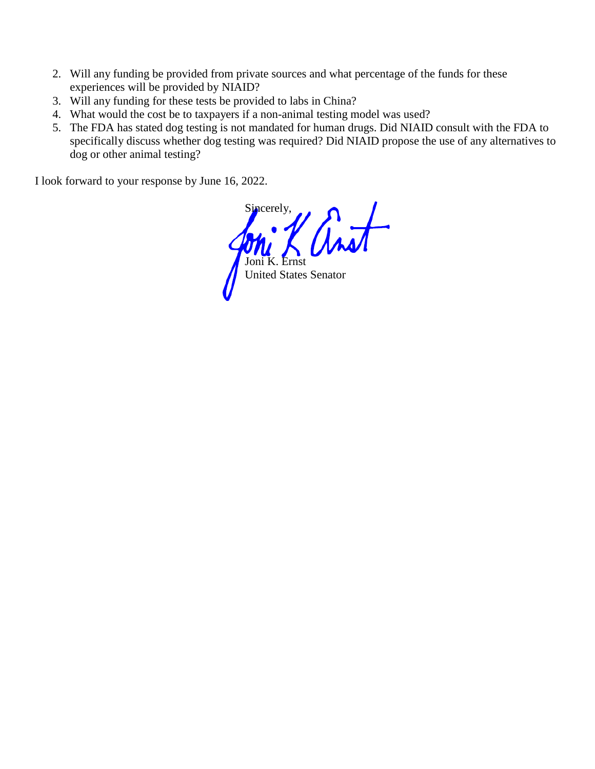2. Will any funding be provided from private sources and what percentage of the funds for these experiences will be provided by NIAID?
3. Will any funding for these tests be provided to labs in China?
4. What would the cost be to taxpayers if a non-animal testing model was used?
5. The FDA has stated dog testing is not mandated for human drugs. Did NIAID consult with the FDA to specifically discuss whether dog testing was required? Did NIAID propose the use of any alternatives to dog or other animal testing?

I look forward to your response by June 16, 2022.

Sincerely,

Joni K. Ernst
United States Senator